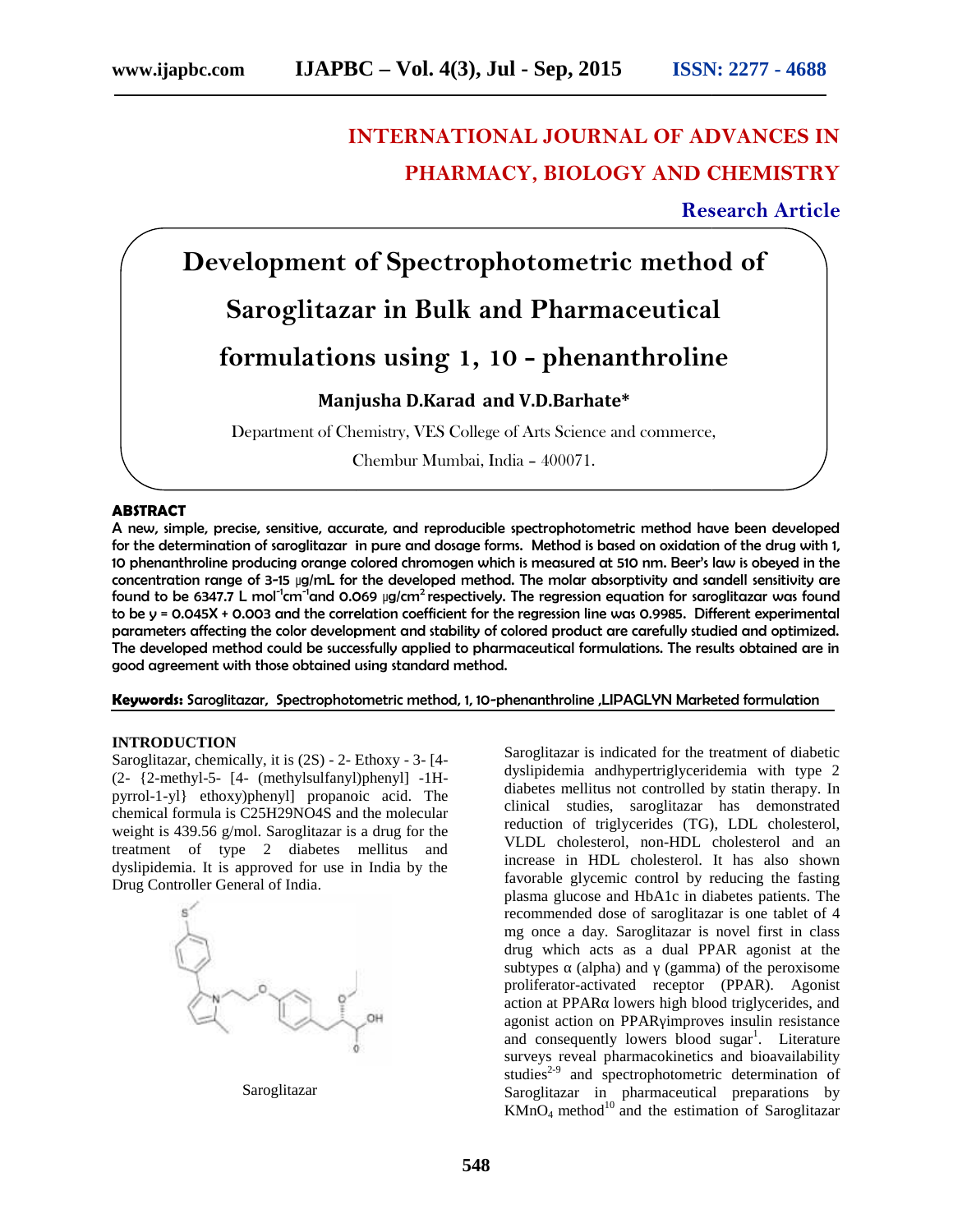# INTERNATIONAL JOURNAL OF ADVANCES IN PHARMACY, BIOLOGY AND CHEMISTRY

**Research Article**

# Development of Spectrophotometric method of Saroglitazar in Bulk and Pharmaceutical formulations using 1, 10 - phenanthroline

**Manjusha D.Karad and V.D.Barhate***

Department of Chemistry, VES College of Arts Science and commerce,

Chembur Mumbai, India – 400071.

## ABSTRACT

A new, simple, precise, sensitive, accurate, and reproducible spectrophotometric method have been developed for the determination of saroglitazar in pure and dosage forms. Method is based on oxidation of the drug with 1, 10 phenanthroline producing orange colored chromogen which is measured at 510 nm. Beer's law is obeyed in the concentration range of 3-15 µg/mL for the developed method. The molar absorptivity and sandell sensitivity are found to be 6347.7 L $mol^{-1}cm^{-1}$ and 0.069 µg/$cm^2$ respectively. The regression equation for saroglitazar was found to be y = 0.045X + 0.003 and the correlation coefficient for the regression line was 0.9985. Different experimental parameters affecting the color development and stability of colored product are carefully studied and optimized. The developed method could be successfully applied to pharmaceutical formulations. The results obtained are in good agreement with those obtained using standard method.

**Keywords:** Saroglitazar, Spectrophotometric method, 1, 10-phenanthroline ,LIPAGLYN Marketed formulation

## INTRODUCTION

Saroglitazar, chemically, it is (2S) - 2- Ethoxy - 3- [4- (2- {2-methyl-5- [4- (methylsulfanyl)phenyl] -1H-pyrrol-1-yl} ethoxy)phenyl] propanoic acid. The chemical formula is $C_{25}H_{29}NO_4S$ and the molecular weight is 439.56 g/mol. Saroglitazar is a drug for the treatment of type 2 diabetes mellitus and dyslipidemia. It is approved for use in India by the Drug Controller General of India.

Saroglitazar

Saroglitazar is indicated for the treatment of diabetic dyslipidemia andhypertriglyceridemia with type 2 diabetes mellitus not controlled by statin therapy. In clinical studies, saroglitazar has demonstrated reduction of triglycerides (TG), LDL cholesterol, VLDL cholesterol, non-HDL cholesterol and an increase in HDL cholesterol. It has also shown favorable glycemic control by reducing the fasting plasma glucose and HbA1c in diabetes patients. The recommended dose of saroglitazar is one tablet of 4 mg once a day. Saroglitazar is novel first in class drug which acts as a dual PPAR agonist at the subtypes α (alpha) and γ (gamma) of the peroxisome proliferator-activated receptor (PPAR). Agonist action at PPARα lowers high blood triglycerides, and agonist action on PPARγimproves insulin resistance and consequently lowers blood sugar[1]. Literature surveys reveal pharmacokinetics and bioavailability studies[2-9] and spectrophotometric determination of Saroglitazar in pharmaceutical preparations by $KMnO_4$ method[10] and the estimation of Saroglitazar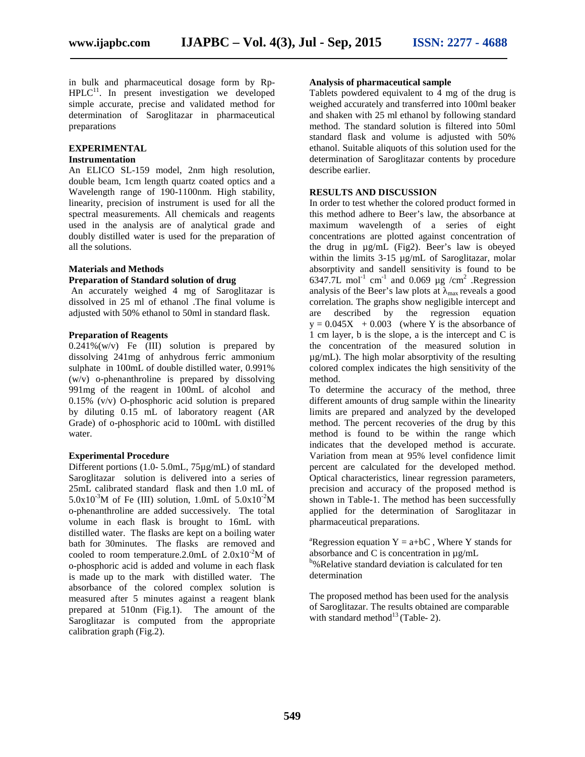in bulk and pharmaceutical dosage form by Rp-HPLC[11]. In present investigation we developed simple accurate, precise and validated method for determination of Saroglitazar in pharmaceutical preparations

## EXPERIMENTAL

### Instrumentation

An ELICO SL-159 model, 2nm high resolution, double beam, 1cm length quartz coated optics and a Wavelength range of 190-1100nm. High stability, linearity, precision of instrument is used for all the spectral measurements. All chemicals and reagents used in the analysis are of analytical grade and doubly distilled water is used for the preparation of all the solutions.

### Materials and Methods

#### Preparation of Standard solution of drug

An accurately weighed 4 mg of Saroglitazar is dissolved in 25 ml of ethanol .The final volume is adjusted with 50% ethanol to 50ml in standard flask.

#### Preparation of Reagents

0.241%(w/v) Fe (III) solution is prepared by dissolving 241mg of anhydrous ferric ammonium sulphate in 100mL of double distilled water, 0.991% (w/v) o-phenanthroline is prepared by dissolving 991mg of the reagent in 100mL of alcohol and 0.15% (v/v) O-phosphoric acid solution is prepared by diluting 0.15 mL of laboratory reagent (AR Grade) of o-phosphoric acid to 100mL with distilled water.

#### Experimental Procedure

Different portions (1.0- 5.0mL, 75µg/mL) of standard Saroglitazar solution is delivered into a series of 25mL calibrated standard flask and then 1.0 mL of $5.0 \times 10^{-3}$M of Fe (III) solution, 1.0mL of $5.0 \times 10^{-2}$M o-phenanthroline are added successively. The total volume in each flask is brought to 16mL with distilled water. The flasks are kept on a boiling water bath for 30minutes. The flasks are removed and cooled to room temperature.2.0mL of $2.0 \times 10^{-2}$M of o-phosphoric acid is added and volume in each flask is made up to the mark with distilled water. The absorbance of the colored complex solution is measured after 5 minutes against a reagent blank prepared at 510nm (Fig.1). The amount of the Saroglitazar is computed from the appropriate calibration graph (Fig.2).

#### Analysis of pharmaceutical sample

Tablets powdered equivalent to 4 mg of the drug is weighed accurately and transferred into 100ml beaker and shaken with 25 ml ethanol by following standard method. The standard solution is filtered into 50ml standard flask and volume is adjusted with 50% ethanol. Suitable aliquots of this solution used for the determination of Saroglitazar contents by procedure describe earlier.

## RESULTS AND DISCUSSION

In order to test whether the colored product formed in this method adhere to Beer's law, the absorbance at maximum wavelength of a series of eight concentrations are plotted against concentration of the drug in µg/mL (Fig2). Beer's law is obeyed within the limits 3-15 µg/mL of Saroglitazar, molar absorptivity and sandell sensitivity is found to be 6347.7L $mol^{-1}$ $cm^{-1}$ and 0.069 µg /$cm^2$ .Regression analysis of the Beer's law plots at $\lambda_{max}$ reveals a good correlation. The graphs show negligible intercept and are described by the regression equation $y = 0.045X + 0.003$ (where Y is the absorbance of 1 cm layer, b is the slope, a is the intercept and C is the concentration of the measured solution in µg/mL). The high molar absorptivity of the resulting colored complex indicates the high sensitivity of the method.

To determine the accuracy of the method, three different amounts of drug sample within the linearity limits are prepared and analyzed by the developed method. The percent recoveries of the drug by this method is found to be within the range which indicates that the developed method is accurate. Variation from mean at 95% level confidence limit percent are calculated for the developed method. Optical characteristics, linear regression parameters, precision and accuracy of the proposed method is shown in Table-1. The method has been successfully applied for the determination of Saroglitazar in pharmaceutical preparations.

[a]Regression equation $Y = a+bC$ , Where Y stands for absorbance and C is concentration in µg/mL
[b]%Relative standard deviation is calculated for ten determination

The proposed method has been used for the analysis of Saroglitazar. The results obtained are comparable with standard method[13] (Table- 2).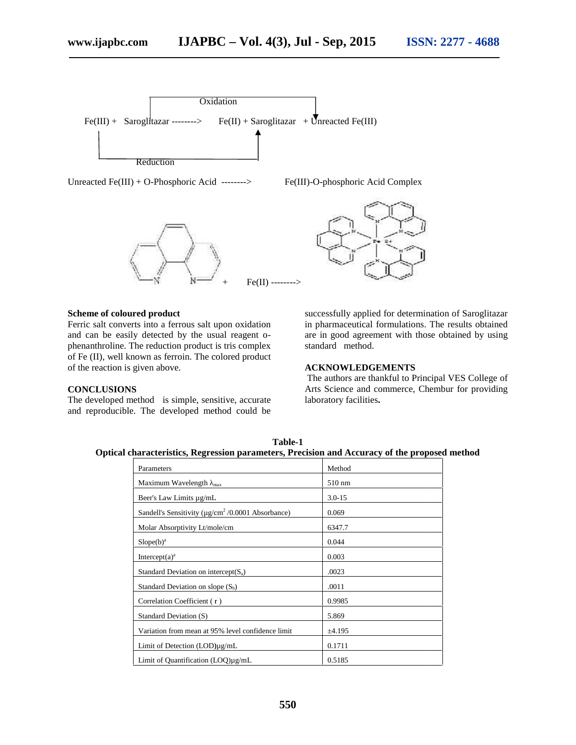Fe(III) + Saroglitazar --------> Fe(II) + Saroglitazar + Unreacted Fe(III)

Oxidation

Reduction

Unreacted Fe(III) + O-Phosphoric Acid --------> Fe(III)-O-phosphoric Acid Complex

\+ Fe(II) -------->

### Scheme of coloured product

Ferric salt converts into a ferrous salt upon oxidation and can be easily detected by the usual reagent o-phenanthroline. The reduction product is tris complex of Fe (II), well known as ferroin. The colored product of the reaction is given above.

### CONCLUSIONS

The developed method is simple, sensitive, accurate and reproducible. The developed method could be successfully applied for determination of Saroglitazar in pharmaceutical formulations. The results obtained are in good agreement with those obtained by using standard method.

### ACKNOWLEDGEMENTS

The authors are thankful to Principal VES College of Arts Science and commerce, Chembur for providing laboratory facilities.

**Table-1**
**Optical characteristics, Regression parameters, Precision and Accuracy of the proposed method**

| Parameters | Method |
|---|---|
| Maximum Wavelength $\lambda_{max}$ | 510 nm |
| Beer's Law Limits µg/mL | 3.0-15 |
| Sandell's Sensitivity (µg/cm$^2$ /0.0001 Absorbance) | 0.069 |
| Molar Absorptivity Lt/mole/cm | 6347.7 |
| Slope(b)[a] | 0.044 |
| Intercept(a)[a] | 0.003 |
| Standard Deviation on intercept($S_a$) | .0023 |
| Standard Deviation on slope ($S_b$) | .0011 |
| Correlation Coefficient ( r ) | 0.9985 |
| Standard Deviation (S) | 5.869 |
| Variation from mean at 95% level confidence limit | ±4.195 |
| Limit of Detection (LOD)µg/mL | 0.1711 |
| Limit of Quantification (LOQ)µg/mL | 0.5185 |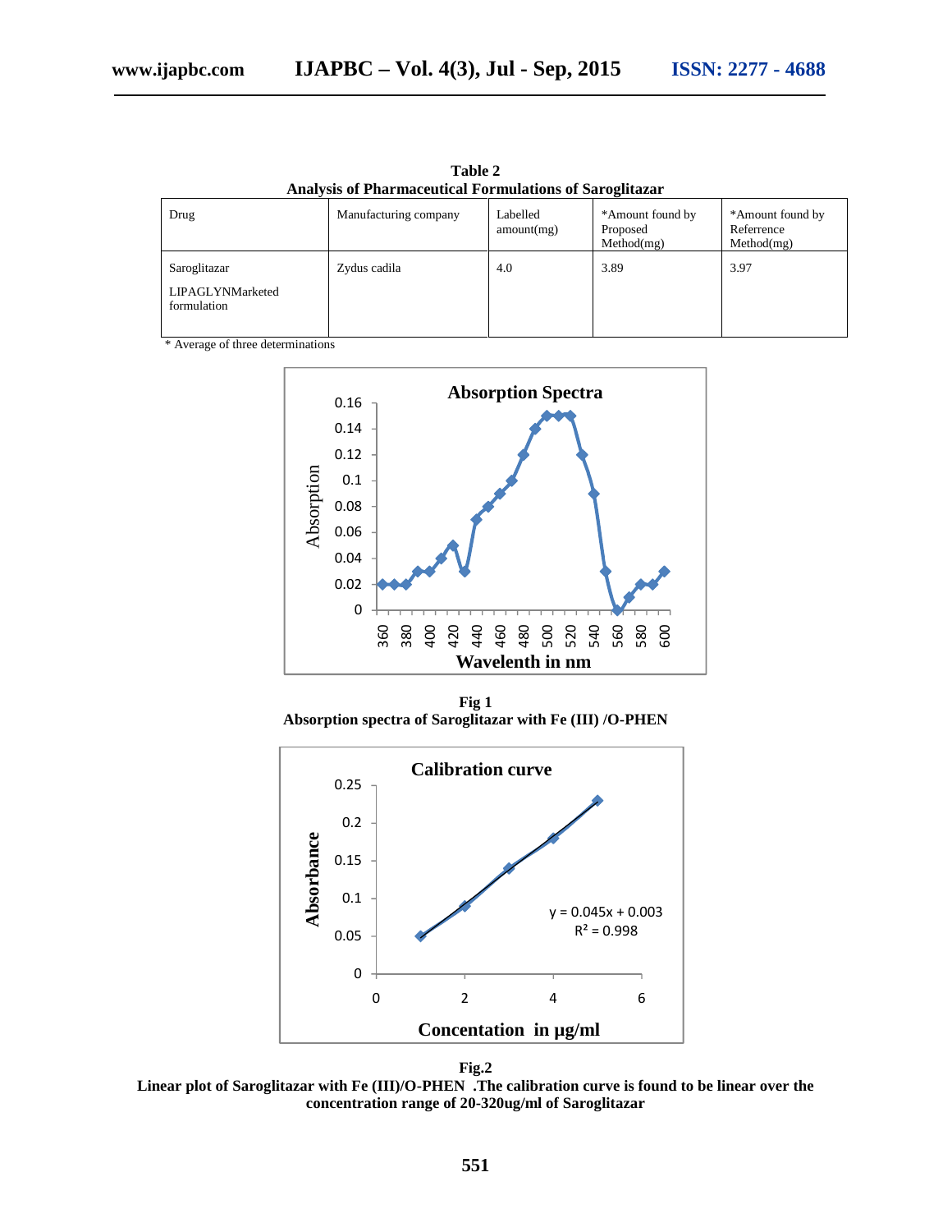**Table 2**
**Analysis of Pharmaceutical Formulations of Saroglitazar**

| Drug | Manufacturing company | Labelled amount(mg) | *Amount found by Proposed Method(mg) | *Amount found by Referrence Method(mg) |
|---|---|---|---|---|
| Saroglitazar LIPAGLYNMarketed formulation | Zydus cadila | 4.0 | 3.89 | 3.97 |

\* Average of three determinations

**Fig 1**
**Absorption spectra of Saroglitazar with Fe (III) /O-PHEN**

**Fig.2**
**Linear plot of Saroglitazar with Fe (III)/O-PHEN .The calibration curve is found to be linear over the concentration range of 20-320ug/ml of Saroglitazar**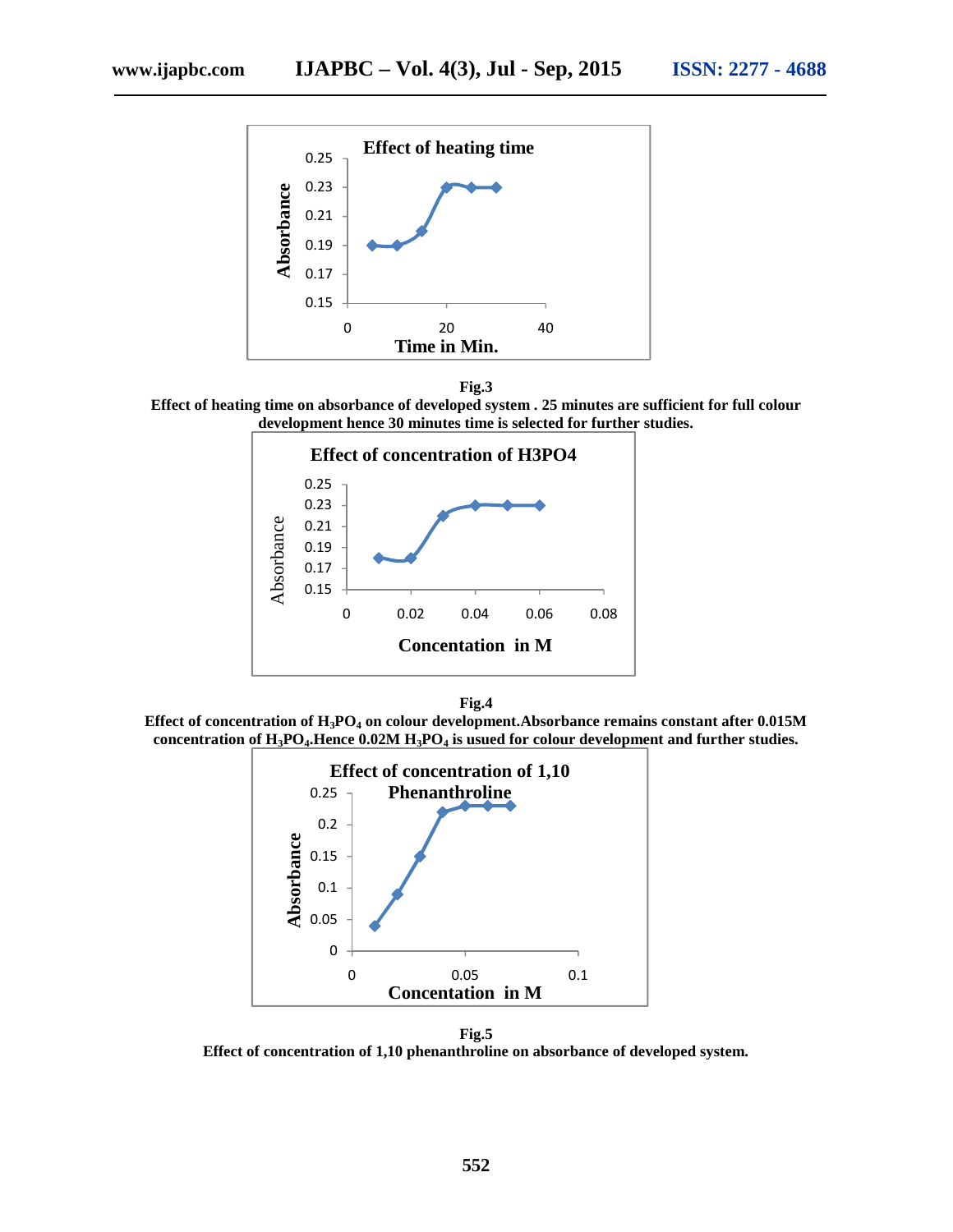**Fig.3**

**Effect of heating time on absorbance of developed system . 25 minutes are sufficient for full colour development hence 30 minutes time is selected for further studies.**

**Fig.4**

**Effect of concentration of $H_3PO_4$ on colour development.Absorbance remains constant after 0.015M concentration of $H_3PO_4$.Hence 0.02M $H_3PO_4$ is used for colour development and further studies.**

**Fig.5**

**Effect of concentration of 1,10 phenanthroline on absorbance of developed system.**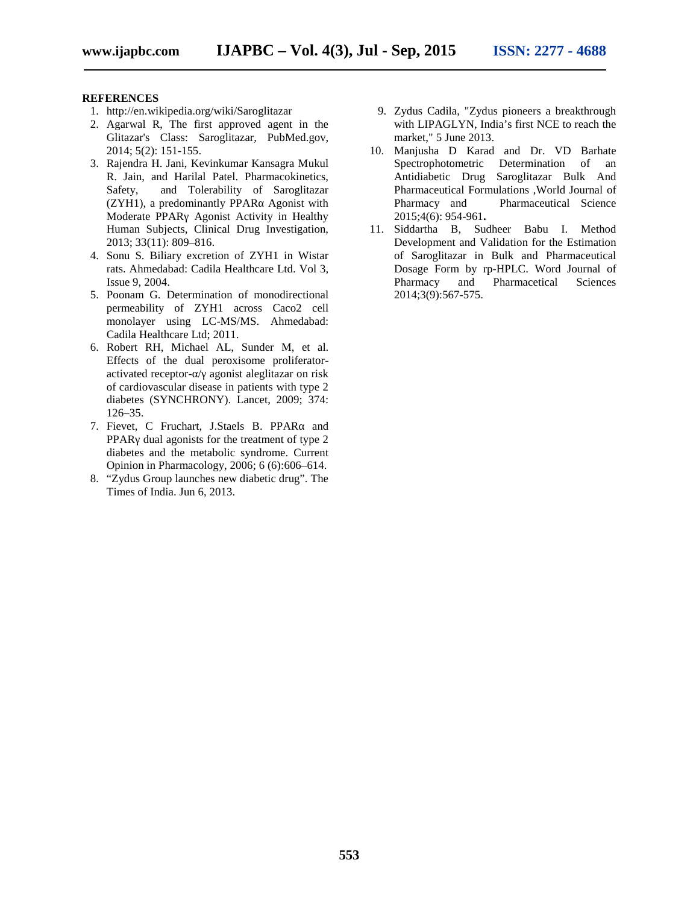**REFERENCES**

1. http://en.wikipedia.org/wiki/Saroglitazar
2. Agarwal R, The first approved agent in the Glitazar's Class: Saroglitazar, PubMed.gov, 2014; 5(2): 151-155.
3. Rajendra H. Jani, Kevinkumar Kansagra Mukul R. Jain, and Harilal Patel. Pharmacokinetics, Safety, and Tolerability of Saroglitazar (ZYH1), a predominantly PPARα Agonist with Moderate PPARγ Agonist Activity in Healthy Human Subjects, Clinical Drug Investigation, 2013; 33(11): 809–816.
4. Sonu S. Biliary excretion of ZYH1 in Wistar rats. Ahmedabad: Cadila Healthcare Ltd. Vol 3, Issue 9, 2004.
5. Poonam G. Determination of monodirectional permeability of ZYH1 across Caco2 cell monolayer using LC-MS/MS. Ahmedabad: Cadila Healthcare Ltd; 2011.
6. Robert RH, Michael AL, Sunder M, et al. Effects of the dual peroxisome proliferator-activated receptor-α/γ agonist aleglitazar on risk of cardiovascular disease in patients with type 2 diabetes (SYNCHRONY). Lancet, 2009; 374: 126–35.
7. Fievet, C Fruchart, J.Staels B. PPARα and PPARγ dual agonists for the treatment of type 2 diabetes and the metabolic syndrome. Current Opinion in Pharmacology, 2006; 6 (6):606–614.
8. "Zydus Group launches new diabetic drug". The Times of India. Jun 6, 2013.
9. Zydus Cadila, "Zydus pioneers a breakthrough with LIPAGLYN, India's first NCE to reach the market," 5 June 2013.
10. Manjusha D Karad and Dr. VD Barhate Spectrophotometric Determination of an Antidiabetic Drug Saroglitazar Bulk And Pharmaceutical Formulations ,World Journal of Pharmacy and Pharmaceutical Science 2015;4(6): 954-961.
11. Siddartha B, Sudheer Babu I. Method Development and Validation for the Estimation of Saroglitazar in Bulk and Pharmaceutical Dosage Form by rp-HPLC. Word Journal of Pharmacy and Pharmacetical Sciences 2014;3(9):567-575.